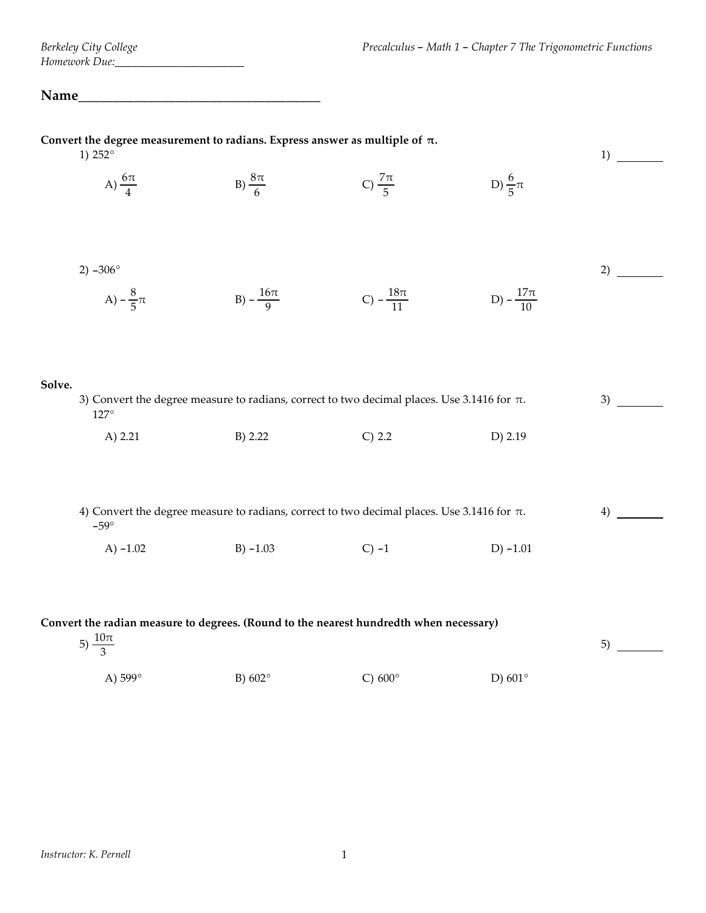Berkeley City College

Homework Due:_______________________

Precalculus – Math 1 – Chapter 7 The Trigonometric Functions

**Name**_____________________________________

**Convert the degree measurement to radians. Express answer as multiple of $\pi$.**

1) $252°$ 1) ________

A) $\frac{6\pi}{4}$ B) $\frac{8\pi}{6}$ C) $\frac{7\pi}{5}$ D) $\frac{6}{5}\pi$

2) $-306°$ 2) ________

A) $-\frac{8}{5}\pi$ B) $-\frac{16\pi}{9}$ C) $-\frac{18\pi}{11}$ D) $-\frac{17\pi}{10}$

**Solve.**

3) Convert the degree measure to radians, correct to two decimal places. Use 3.1416 for $\pi$. 3) ________

$127°$

A) 2.21 B) 2.22 C) 2.2 D) 2.19

4) Convert the degree measure to radians, correct to two decimal places. Use 3.1416 for $\pi$. 4) ________

$-59°$

A) $-1.02$ B) $-1.03$ C) $-1$ D) $-1.01$

**Convert the radian measure to degrees. (Round to the nearest hundredth when necessary)**

5) $\frac{10\pi}{3}$ 5) ________

A) $599°$ B) $602°$ C) $600°$ D) $601°$

Instructor: K. Pernell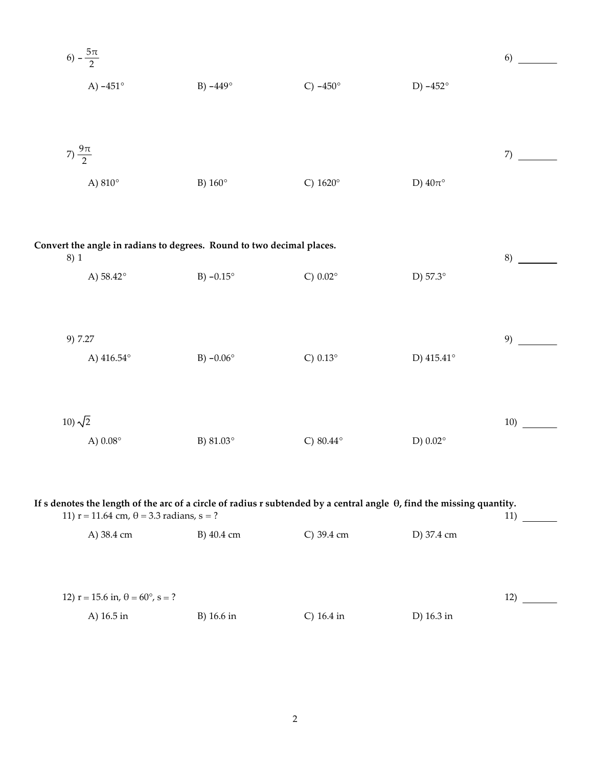6) $-\frac{5\pi}{2}$ &nbsp;&nbsp;&nbsp; 6) ________

A) $-451°$ &nbsp;&nbsp;&nbsp; B) $-449°$ &nbsp;&nbsp;&nbsp; C) $-450°$ &nbsp;&nbsp;&nbsp; D) $-452°$

7) $\frac{9\pi}{2}$ &nbsp;&nbsp;&nbsp; 7) ________

A) $810°$ &nbsp;&nbsp;&nbsp; B) $160°$ &nbsp;&nbsp;&nbsp; C) $1620°$ &nbsp;&nbsp;&nbsp; D) $40\pi°$

**Convert the angle in radians to degrees. Round to two decimal places.**

8) 1 &nbsp;&nbsp;&nbsp; 8) ________

A) $58.42°$ &nbsp;&nbsp;&nbsp; B) $-0.15°$ &nbsp;&nbsp;&nbsp; C) $0.02°$ &nbsp;&nbsp;&nbsp; D) $57.3°$

9) 7.27 &nbsp;&nbsp;&nbsp; 9) ________

A) $416.54°$ &nbsp;&nbsp;&nbsp; B) $-0.06°$ &nbsp;&nbsp;&nbsp; C) $0.13°$ &nbsp;&nbsp;&nbsp; D) $415.41°$

10) $\sqrt{2}$ &nbsp;&nbsp;&nbsp; 10) ________

A) $0.08°$ &nbsp;&nbsp;&nbsp; B) $81.03°$ &nbsp;&nbsp;&nbsp; C) $80.44°$ &nbsp;&nbsp;&nbsp; D) $0.02°$

**If s denotes the length of the arc of a circle of radius r subtended by a central angle $\theta$, find the missing quantity.**

11) $r = 11.64$ cm, $\theta = 3.3$ radians, $s = ?$ &nbsp;&nbsp;&nbsp; 11) ________

A) 38.4 cm &nbsp;&nbsp;&nbsp; B) 40.4 cm &nbsp;&nbsp;&nbsp; C) 39.4 cm &nbsp;&nbsp;&nbsp; D) 37.4 cm

12) $r = 15.6$ in, $\theta = 60°$, $s = ?$ &nbsp;&nbsp;&nbsp; 12) ________

A) 16.5 in &nbsp;&nbsp;&nbsp; B) 16.6 in &nbsp;&nbsp;&nbsp; C) 16.4 in &nbsp;&nbsp;&nbsp; D) 16.3 in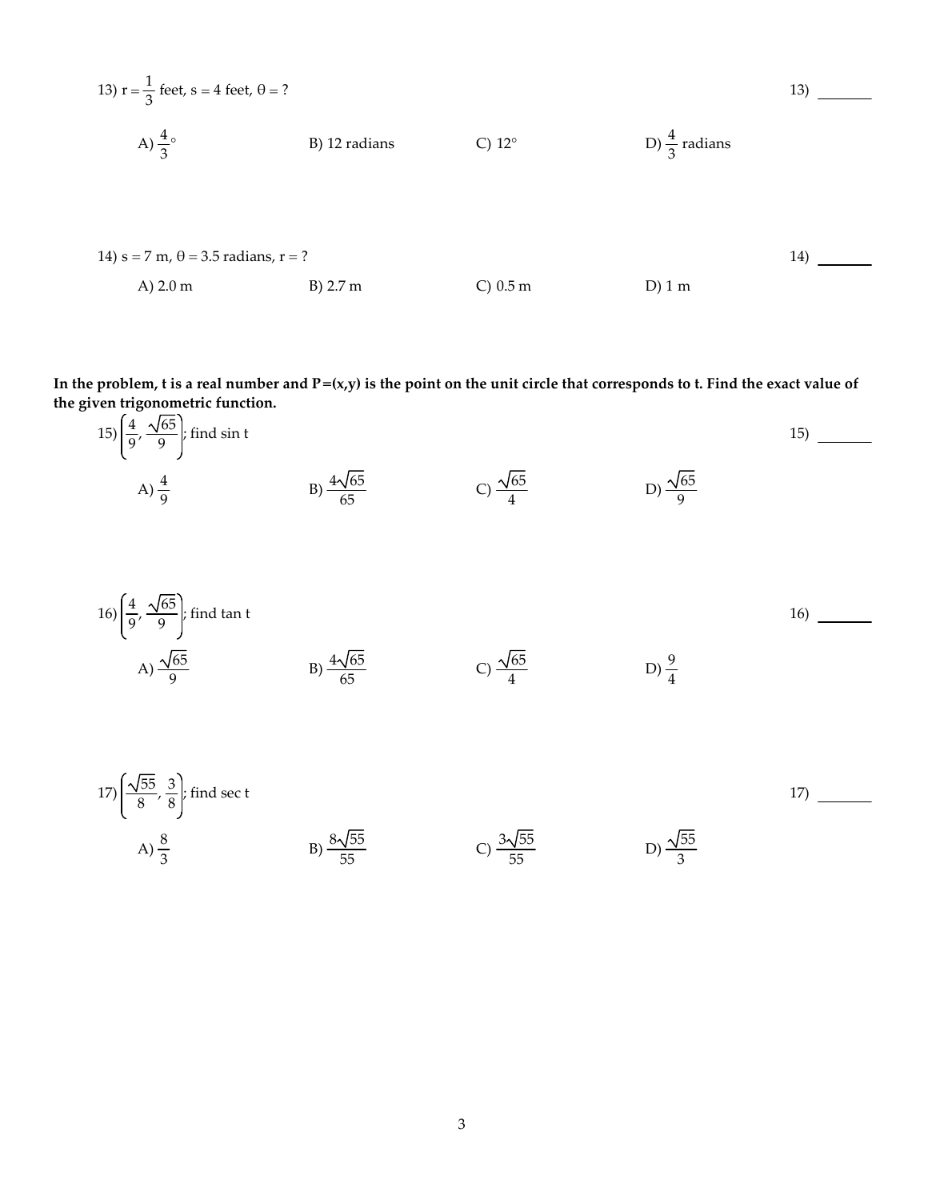13) $r = \frac{1}{3}$ feet, $s = 4$ feet, $\theta = ?$ 13) ________

A) $\frac{4}{3}°$ B) 12 radians C) 12° D) $\frac{4}{3}$ radians

14) $s = 7$ m, $\theta = 3.5$ radians, $r = ?$ 14) ________

A) 2.0 m B) 2.7 m C) 0.5 m D) 1 m

**In the problem, t is a real number and P=(x,y) is the point on the unit circle that corresponds to t. Find the exact value of the given trigonometric function.**

15) $\left(\frac{4}{9}, \frac{\sqrt{65}}{9}\right)$; find sin t 15) ________

A) $\frac{4}{9}$ B) $\frac{4\sqrt{65}}{65}$ C) $\frac{\sqrt{65}}{4}$ D) $\frac{\sqrt{65}}{9}$

16) $\left(\frac{4}{9}, \frac{\sqrt{65}}{9}\right)$; find tan t 16) ________

A) $\frac{\sqrt{65}}{9}$ B) $\frac{4\sqrt{65}}{65}$ C) $\frac{\sqrt{65}}{4}$ D) $\frac{9}{4}$

17) $\left(\frac{\sqrt{55}}{8}, \frac{3}{8}\right)$; find sec t 17) ________

A) $\frac{8}{3}$ B) $\frac{8\sqrt{55}}{55}$ C) $\frac{3\sqrt{55}}{55}$ D) $\frac{\sqrt{55}}{3}$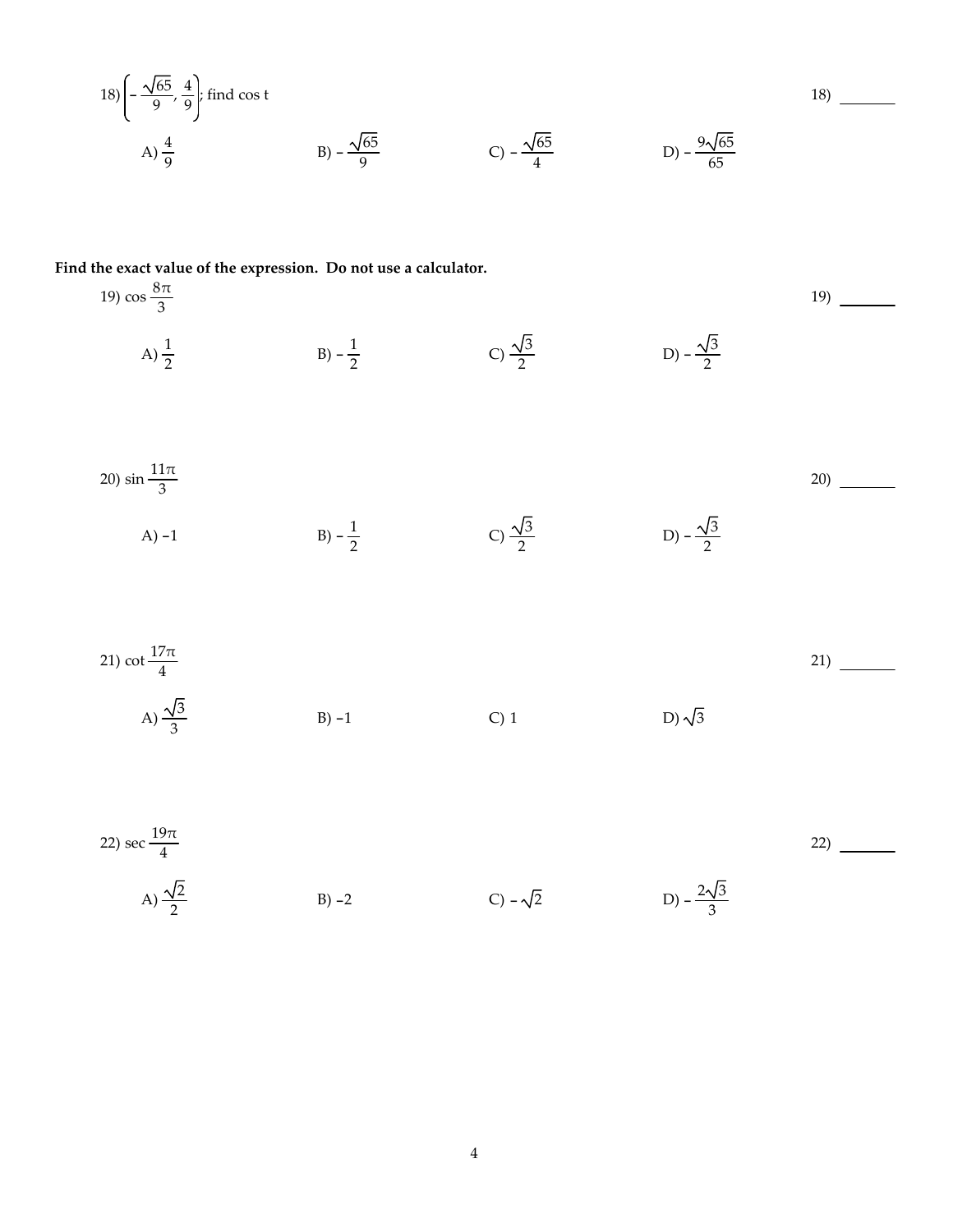18) $\left(-\frac{\sqrt{65}}{9}, \frac{4}{9}\right)$; find cos t

18) ________

A) $\frac{4}{9}$  B) $-\frac{\sqrt{65}}{9}$  C) $-\frac{\sqrt{65}}{4}$  D) $-\frac{9\sqrt{65}}{65}$

**Find the exact value of the expression. Do not use a calculator.**

19) $\cos \frac{8\pi}{3}$

19) ________

A) $\frac{1}{2}$  B) $-\frac{1}{2}$  C) $\frac{\sqrt{3}}{2}$  D) $-\frac{\sqrt{3}}{2}$

20) $\sin \frac{11\pi}{3}$

20) ________

A) $-1$  B) $-\frac{1}{2}$  C) $\frac{\sqrt{3}}{2}$  D) $-\frac{\sqrt{3}}{2}$

21) $\cot \frac{17\pi}{4}$

21) ________

A) $\frac{\sqrt{3}}{3}$  B) $-1$  C) $1$  D) $\sqrt{3}$

22) $\sec \frac{19\pi}{4}$

22) ________

A) $\frac{\sqrt{2}}{2}$  B) $-2$  C) $-\sqrt{2}$  D) $-\frac{2\sqrt{3}}{3}$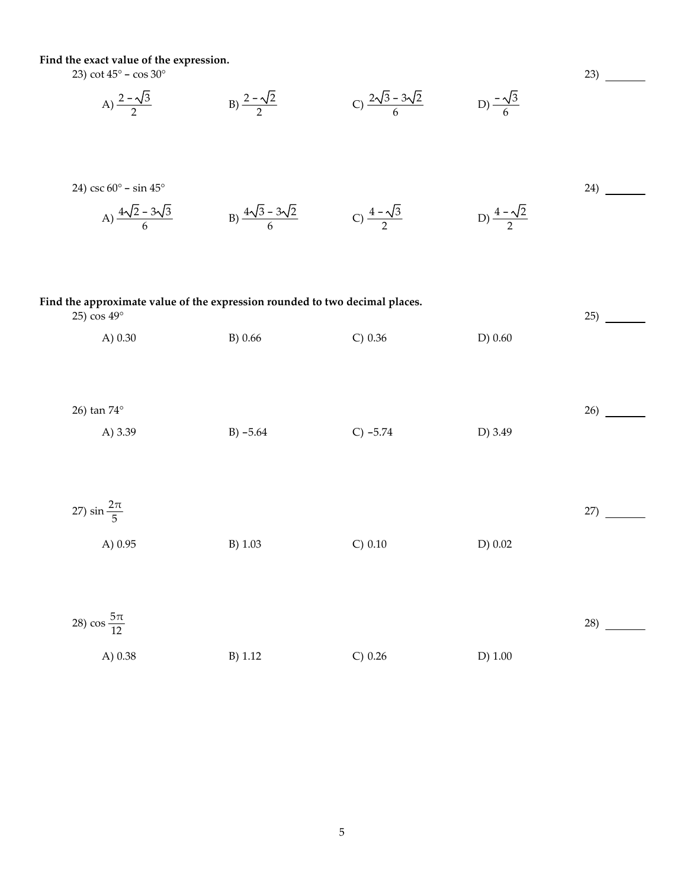**Find the exact value of the expression.**

23) $\cot 45° - \cos 30°$ 23) ________

A) $\frac{2 - \sqrt{3}}{2}$ B) $\frac{2 - \sqrt{2}}{2}$ C) $\frac{2\sqrt{3} - 3\sqrt{2}}{6}$ D) $\frac{-\sqrt{3}}{6}$

24) $\csc 60° - \sin 45°$ 24) ________

A) $\frac{4\sqrt{2} - 3\sqrt{3}}{6}$ B) $\frac{4\sqrt{3} - 3\sqrt{2}}{6}$ C) $\frac{4 - \sqrt{3}}{2}$ D) $\frac{4 - \sqrt{2}}{2}$

**Find the approximate value of the expression rounded to two decimal places.**

25) $\cos 49°$ 25) ________

A) 0.30 B) 0.66 C) 0.36 D) 0.60

26) $\tan 74°$ 26) ________

A) 3.39 B) $-5.64$ C) $-5.74$ D) 3.49

27) $\sin \frac{2\pi}{5}$ 27) ________

A) 0.95 B) 1.03 C) 0.10 D) 0.02

28) $\cos \frac{5\pi}{12}$ 28) ________

A) 0.38 B) 1.12 C) 0.26 D) 1.00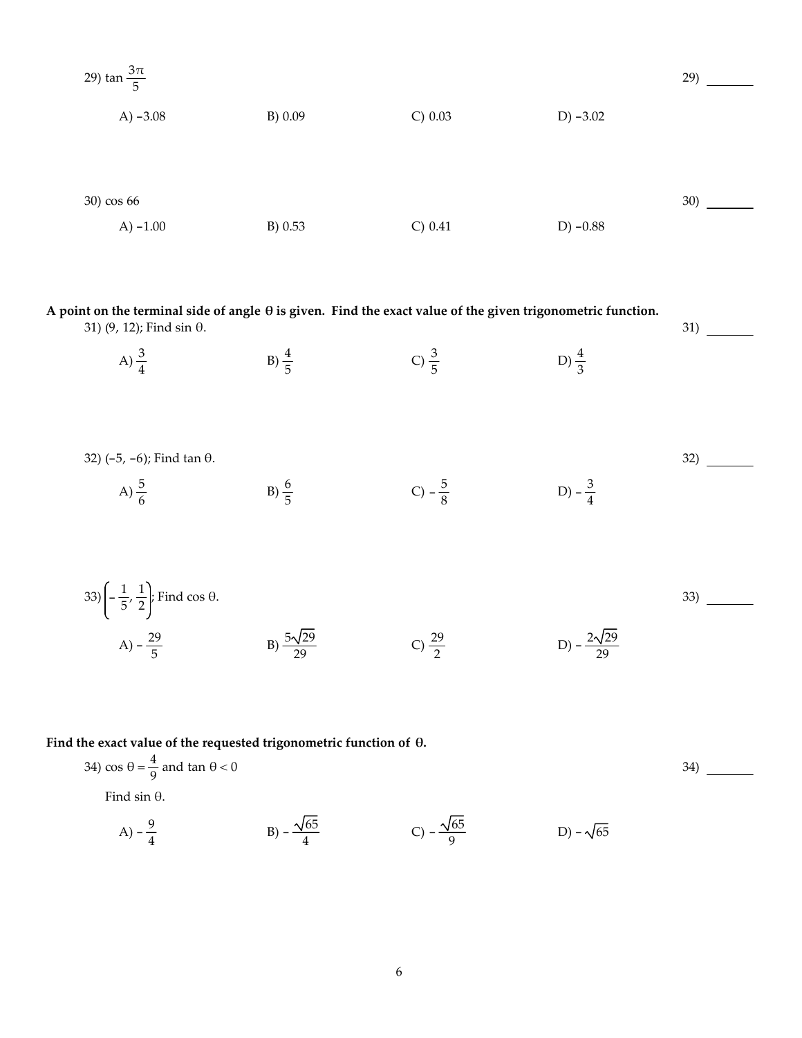29) $\tan \frac{3\pi}{5}$ 29) ________

A) $-3.08$ B) $0.09$ C) $0.03$ D) $-3.02$

30) $\cos 66$ 30) ________

A) $-1.00$ B) $0.53$ C) $0.41$ D) $-0.88$

**A point on the terminal side of angle $\theta$ is given. Find the exact value of the given trigonometric function.**

31) $(9, 12)$; Find $\sin \theta$. 31) ________

A) $\frac{3}{4}$ B) $\frac{4}{5}$ C) $\frac{3}{5}$ D) $\frac{4}{3}$

32) $(-5, -6)$; Find $\tan \theta$. 32) ________

A) $\frac{5}{6}$ B) $\frac{6}{5}$ C) $-\frac{5}{8}$ D) $-\frac{3}{4}$

33) $\left(-\frac{1}{5}, \frac{1}{2}\right)$; Find $\cos \theta$. 33) ________

A) $-\frac{29}{5}$ B) $\frac{5\sqrt{29}}{29}$ C) $\frac{29}{2}$ D) $-\frac{2\sqrt{29}}{29}$

**Find the exact value of the requested trigonometric function of $\theta$.**

34) $\cos \theta = \frac{4}{9}$ and $\tan \theta < 0$ 34) ________

Find $\sin \theta$.

A) $-\frac{9}{4}$ B) $-\frac{\sqrt{65}}{4}$ C) $-\frac{\sqrt{65}}{9}$ D) $-\sqrt{65}$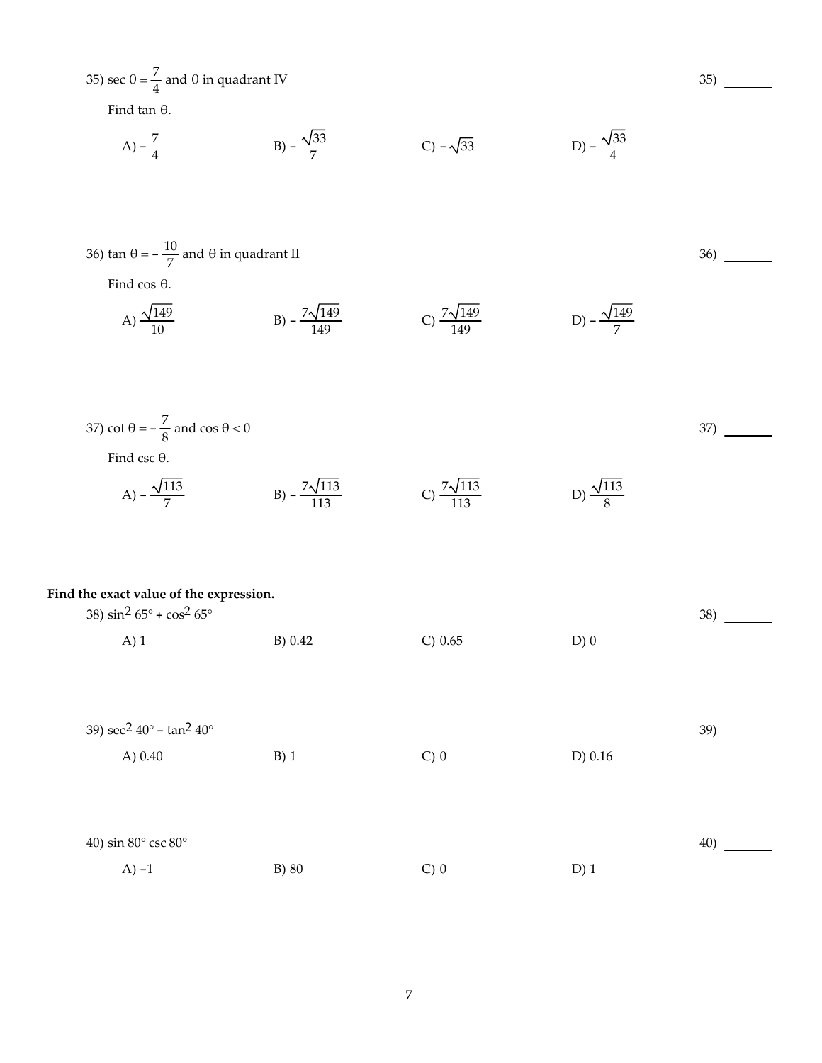35) $\sec \theta = \frac{7}{4}$ and $\theta$ in quadrant IV

35) ________

Find $\tan \theta$.

A) $-\frac{7}{4}$
B) $-\frac{\sqrt{33}}{7}$
C) $-\sqrt{33}$
D) $-\frac{\sqrt{33}}{4}$

36) $\tan \theta = -\frac{10}{7}$ and $\theta$ in quadrant II

36) ________

Find $\cos \theta$.

A) $\frac{\sqrt{149}}{10}$
B) $-\frac{7\sqrt{149}}{149}$
C) $\frac{7\sqrt{149}}{149}$
D) $-\frac{\sqrt{149}}{7}$

37) $\cot \theta = -\frac{7}{8}$ and $\cos \theta < 0$

37) ________

Find $\csc \theta$.

A) $-\frac{\sqrt{113}}{7}$
B) $-\frac{7\sqrt{113}}{113}$
C) $\frac{7\sqrt{113}}{113}$
D) $\frac{\sqrt{113}}{8}$

**Find the exact value of the expression.**

38) $\sin^2 65° + \cos^2 65°$

38) ________

A) 1
B) 0.42
C) 0.65
D) 0

39) $\sec^2 40° - \tan^2 40°$

39) ________

A) 0.40
B) 1
C) 0
D) 0.16

40) $\sin 80° \csc 80°$

40) ________

A) $-1$
B) 80
C) 0
D) 1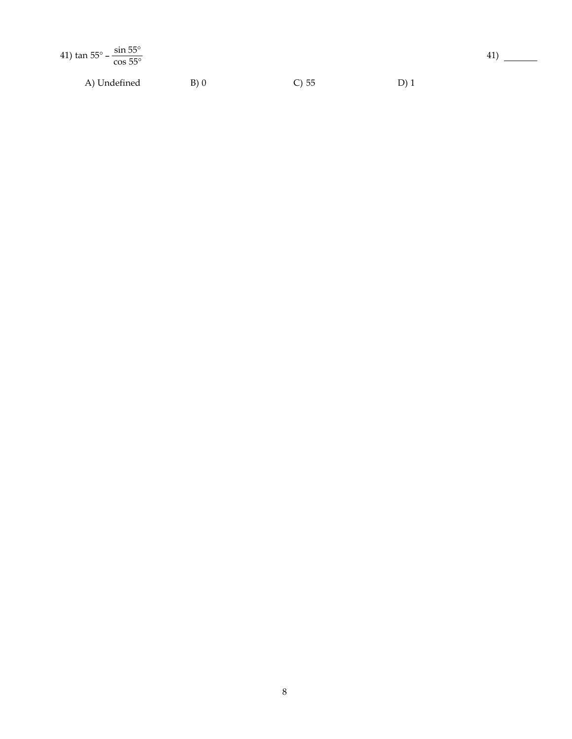41) $\tan 55° - \dfrac{\sin 55°}{\cos 55°}$ 41) _______

A) Undefined B) 0 C) 55 D) 1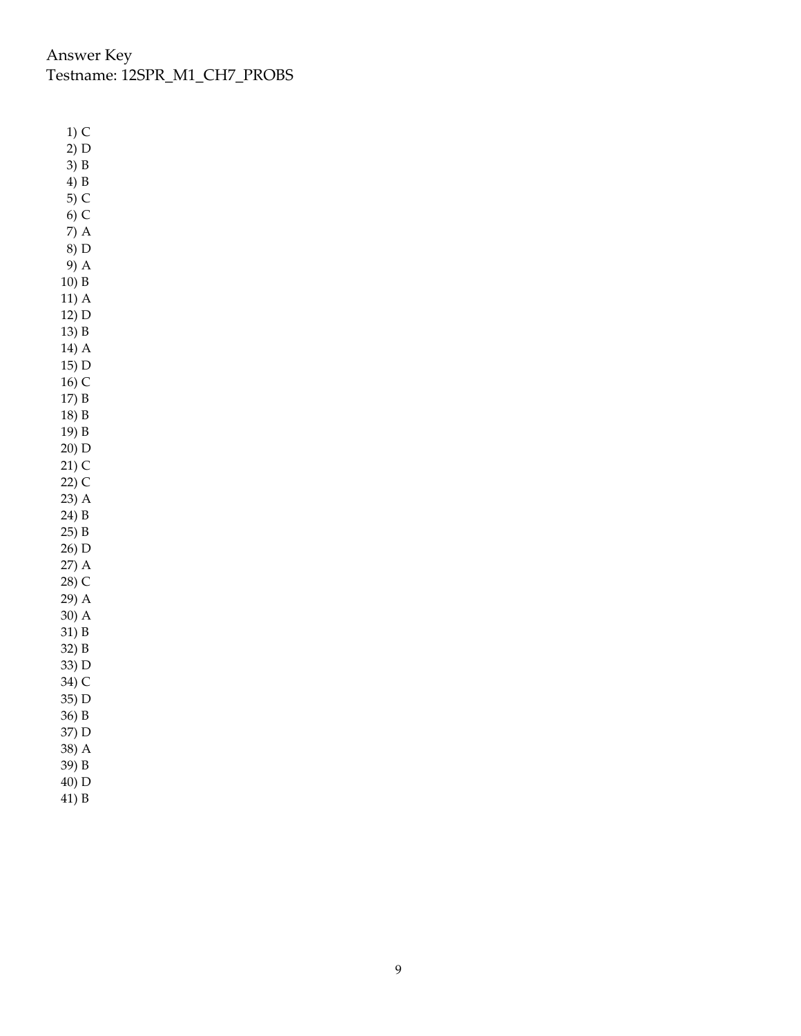Answer Key
Testname: 12SPR_M1_CH7_PROBS

1) C
2) D
3) B
4) B
5) C
6) C
7) A
8) D
9) A
10) B
11) A
12) D
13) B
14) A
15) D
16) C
17) B
18) B
19) B
20) D
21) C
22) C
23) A
24) B
25) B
26) D
27) A
28) C
29) A
30) A
31) B
32) B
33) D
34) C
35) D
36) B
37) D
38) A
39) B
40) D
41) B